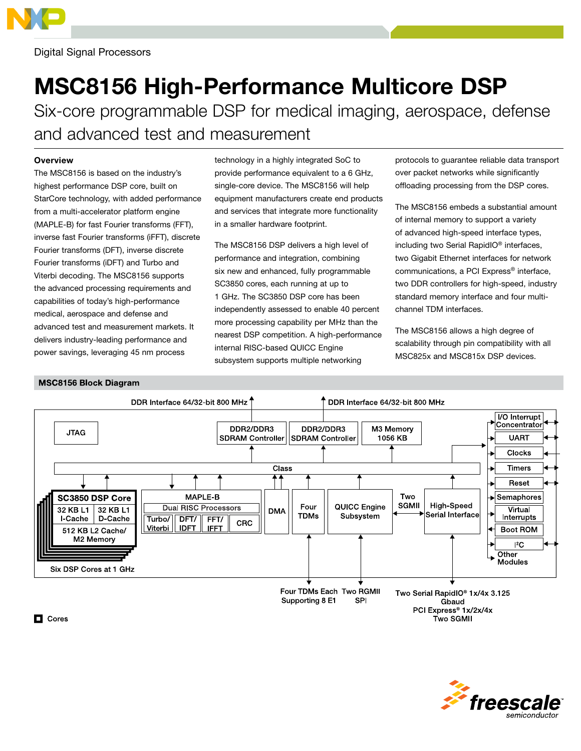Digital Signal Processors

# MSC8156 High-Performance Multicore DSP

## Six-core programmable DSP for medical imaging, aerospace, defense and advanced test and measurement

### Overview

The MSC8156 is based on the industry's highest performance DSP core, built on StarCore technology, with added performance from a multi-accelerator platform engine (MAPLE-B) for fast Fourier transforms (FFT), inverse fast Fourier transforms (iFFT), discrete Fourier transforms (DFT), inverse discrete Fourier transforms (iDFT) and Turbo and Viterbi decoding. The MSC8156 supports the advanced processing requirements and capabilities of today's high-performance medical, aerospace and defense and advanced test and measurement markets. It delivers industry-leading performance and power savings, leveraging 45 nm process technology in a highly integrated SoC to provide performance equivalent to a 6 GHz, single-core device. The MSC8156 will help equipment manufacturers create end products and services that integrate more functionality in a smaller hardware footprint.

The MSC8156 DSP delivers a high level of performance and integration, combining six new and enhanced, fully programmable SC3850 cores, each running at up to 1 GHz. The SC3850 DSP core has been independently assessed to enable 40 percent more processing capability per MHz than the nearest DSP competition. A high-performance internal RISC-based QUICC Engine subsystem supports multiple networking protocols to guarantee reliable data transport over packet networks while significantly offloading processing from the DSP cores.

The MSC8156 embeds a substantial amount of internal memory to support a variety of advanced high-speed interface types, including two Serial RapidIO® interfaces, two Gigabit Ethernet interfaces for network communications, a PCI Express® interface, two DDR controllers for high-speed, industry standard memory interface and four multi-channel TDM interfaces.

The MSC8156 allows a high degree of scalability through pin compatibility with all MSC825x and MSC815x DSP devices.

### MSC8156 Block Diagram

DDR Interface 64/32-bit 800 MHz | DDR Interface 64/32-bit 800 MHz

- JTAG
- DDR2/DDR3 SDRAM Controller
- DDR2/DDR3 SDRAM Controller
- M3 Memory 1056 KB
- Class
- SC3850 DSP Core: 32 KB L1 I-Cache, 32 KB L1 D-Cache, 512 KB L2 Cache/M2 Memory
- Six DSP Cores at 1 GHz
- MAPLE-B: Dual RISC Processors; Turbo/Viterbi, DFT/IDFT, FFT/IFFT, CRC
- DMA
- Four TDMs
- QUICC Engine Subsystem
- Two SGMII
- High-Speed Serial Interface
- I/O Interrupt Concentrator, UART, Clocks, Timers, Reset, Semaphores, Virtual Interrupts, Boot ROM, I²C, Other Modules

Four TDMs Each Supporting 8 E1 | Two RGMII SPI | Two Serial RapidIO® 1x/4x 3.125 Gbaud PCI Express® 1x/2x/4x Two SGMII

■ Cores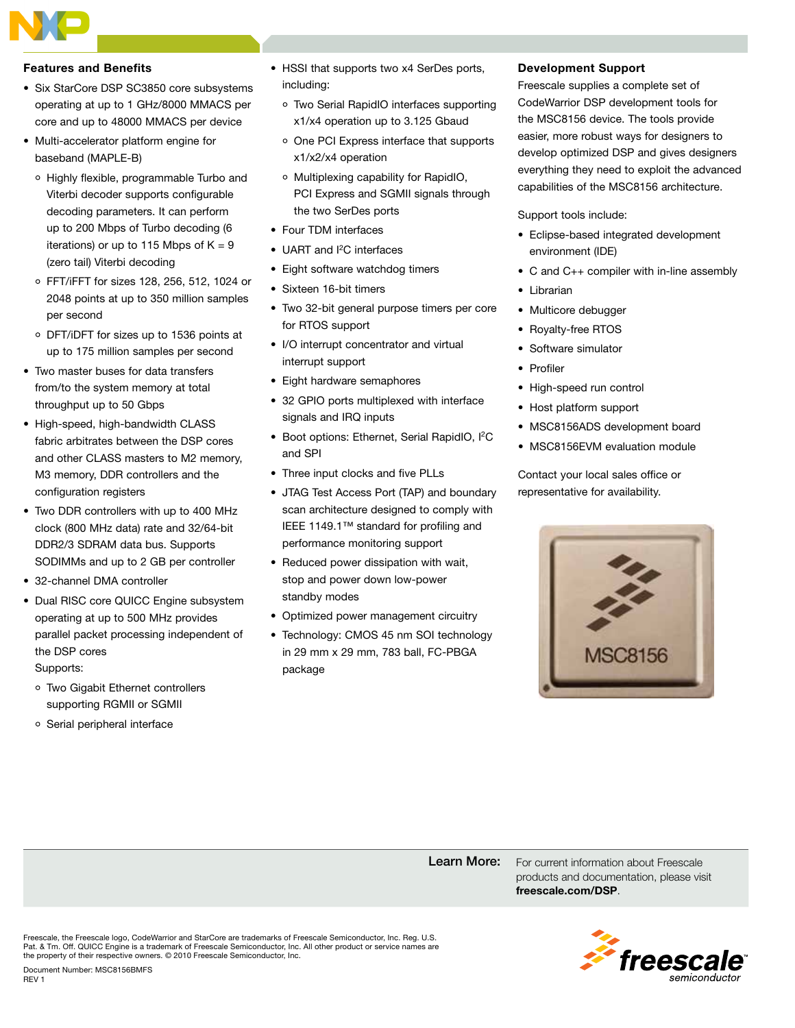## Features and Benefits

- Six StarCore DSP SC3850 core subsystems operating at up to 1 GHz/8000 MMACS per core and up to 48000 MMACS per device
- Multi-accelerator platform engine for baseband (MAPLE-B)
  - Highly flexible, programmable Turbo and Viterbi decoder supports configurable decoding parameters. It can perform up to 200 Mbps of Turbo decoding (6 iterations) or up to 115 Mbps of K = 9 (zero tail) Viterbi decoding
  - FFT/iFFT for sizes 128, 256, 512, 1024 or 2048 points at up to 350 million samples per second
  - DFT/iDFT for sizes up to 1536 points at up to 175 million samples per second
- Two master buses for data transfers from/to the system memory at total throughput up to 50 Gbps
- High-speed, high-bandwidth CLASS fabric arbitrates between the DSP cores and other CLASS masters to M2 memory, M3 memory, DDR controllers and the configuration registers
- Two DDR controllers with up to 400 MHz clock (800 MHz data) rate and 32/64-bit DDR2/3 SDRAM data bus. Supports SODIMMs and up to 2 GB per controller
- 32-channel DMA controller
- Dual RISC core QUICC Engine subsystem operating at up to 500 MHz provides parallel packet processing independent of the DSP cores
  Supports:
  - Two Gigabit Ethernet controllers supporting RGMII or SGMII
  - Serial peripheral interface
- HSSI that supports two x4 SerDes ports, including:
  - Two Serial RapidIO interfaces supporting x1/x4 operation up to 3.125 Gbaud
  - One PCI Express interface that supports x1/x2/x4 operation
  - Multiplexing capability for RapidIO, PCI Express and SGMII signals through the two SerDes ports
- Four TDM interfaces
- UART and I$^2$C interfaces
- Eight software watchdog timers
- Sixteen 16-bit timers
- Two 32-bit general purpose timers per core for RTOS support
- I/O interrupt concentrator and virtual interrupt support
- Eight hardware semaphores
- 32 GPIO ports multiplexed with interface signals and IRQ inputs
- Boot options: Ethernet, Serial RapidIO, I$^2$C and SPI
- Three input clocks and five PLLs
- JTAG Test Access Port (TAP) and boundary scan architecture designed to comply with IEEE 1149.1™ standard for profiling and performance monitoring support
- Reduced power dissipation with wait, stop and power down low-power standby modes
- Optimized power management circuitry
- Technology: CMOS 45 nm SOI technology in 29 mm x 29 mm, 783 ball, FC-PBGA package

## Development Support

Freescale supplies a complete set of CodeWarrior DSP development tools for the MSC8156 device. The tools provide easier, more robust ways for designers to develop optimized DSP and gives designers everything they need to exploit the advanced capabilities of the MSC8156 architecture.

Support tools include:

- Eclipse-based integrated development environment (IDE)
- C and C++ compiler with in-line assembly
- Librarian
- Multicore debugger
- Royalty-free RTOS
- Software simulator
- Profiler
- High-speed run control
- Host platform support
- MSC8156ADS development board
- MSC8156EVM evaluation module

Contact your local sales office or representative for availability.

**Learn More:** For current information about Freescale products and documentation, please visit **freescale.com/DSP**.

Freescale, the Freescale logo, CodeWarrior and StarCore are trademarks of Freescale Semiconductor, Inc. Reg. U.S. Pat. & Tm. Off. QUICC Engine is a trademark of Freescale Semiconductor, Inc. All other product or service names are the property of their respective owners. © 2010 Freescale Semiconductor, Inc.

Document Number: MSC8156BMFS
REV 1